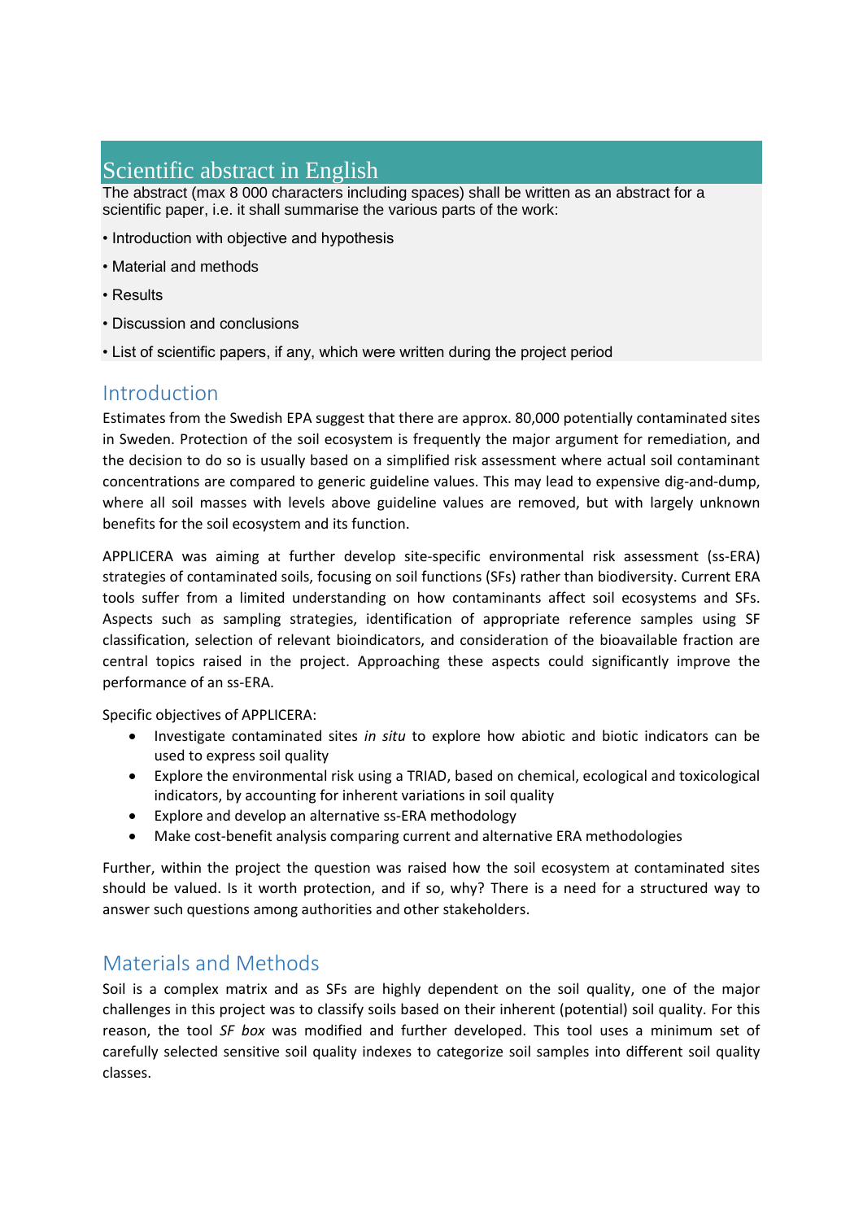## Scientific abstract in English

The abstract (max 8 000 characters including spaces) shall be written as an abstract for a scientific paper, i.e. it shall summarise the various parts of the work:

- Introduction with objective and hypothesis
- Material and methods
- Results
- Discussion and conclusions
- List of scientific papers, if any, which were written during the project period

## Introduction

Estimates from the Swedish EPA suggest that there are approx. 80,000 potentially contaminated sites in Sweden. Protection of the soil ecosystem is frequently the major argument for remediation, and the decision to do so is usually based on a simplified risk assessment where actual soil contaminant concentrations are compared to generic guideline values. This may lead to expensive dig-and-dump, where all soil masses with levels above guideline values are removed, but with largely unknown benefits for the soil ecosystem and its function.

APPLICERA was aiming at further develop site-specific environmental risk assessment (ss-ERA) strategies of contaminated soils, focusing on soil functions (SFs) rather than biodiversity. Current ERA tools suffer from a limited understanding on how contaminants affect soil ecosystems and SFs. Aspects such as sampling strategies, identification of appropriate reference samples using SF classification, selection of relevant bioindicators, and consideration of the bioavailable fraction are central topics raised in the project. Approaching these aspects could significantly improve the performance of an ss-ERA.

Specific objectives of APPLICERA:

- Investigate contaminated sites *in situ* to explore how abiotic and biotic indicators can be used to express soil quality
- Explore the environmental risk using a TRIAD, based on chemical, ecological and toxicological indicators, by accounting for inherent variations in soil quality
- Explore and develop an alternative ss-ERA methodology
- Make cost-benefit analysis comparing current and alternative ERA methodologies

Further, within the project the question was raised how the soil ecosystem at contaminated sites should be valued. Is it worth protection, and if so, why? There is a need for a structured way to answer such questions among authorities and other stakeholders.

## Materials and Methods

Soil is a complex matrix and as SFs are highly dependent on the soil quality, one of the major challenges in this project was to classify soils based on their inherent (potential) soil quality. For this reason, the tool *SF box* was modified and further developed. This tool uses a minimum set of carefully selected sensitive soil quality indexes to categorize soil samples into different soil quality classes.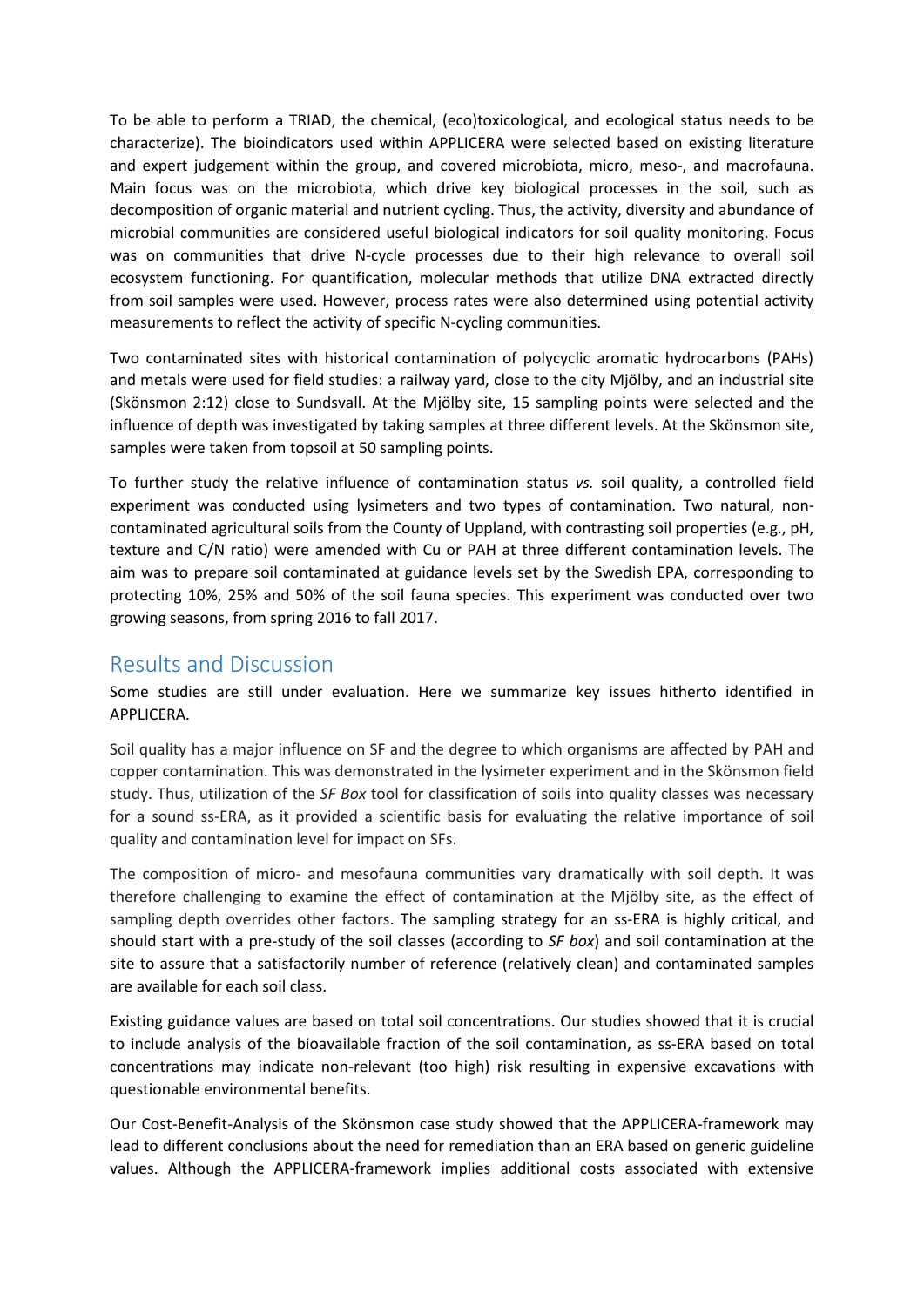To be able to perform a TRIAD, the chemical, (eco)toxicological, and ecological status needs to be characterize). The bioindicators used within APPLICERA were selected based on existing literature and expert judgement within the group, and covered microbiota, micro, meso-, and macrofauna. Main focus was on the microbiota, which drive key biological processes in the soil, such as decomposition of organic material and nutrient cycling. Thus, the activity, diversity and abundance of microbial communities are considered useful biological indicators for soil quality monitoring. Focus was on communities that drive N-cycle processes due to their high relevance to overall soil ecosystem functioning. For quantification, molecular methods that utilize DNA extracted directly from soil samples were used. However, process rates were also determined using potential activity measurements to reflect the activity of specific N-cycling communities.

Two contaminated sites with historical contamination of polycyclic aromatic hydrocarbons (PAHs) and metals were used for field studies: a railway yard, close to the city Mjölby, and an industrial site (Skönsmon 2:12) close to Sundsvall. At the Mjölby site, 15 sampling points were selected and the influence of depth was investigated by taking samples at three different levels. At the Skönsmon site, samples were taken from topsoil at 50 sampling points.

To further study the relative influence of contamination status *vs.* soil quality, a controlled field experiment was conducted using lysimeters and two types of contamination. Two natural, non-contaminated agricultural soils from the County of Uppland, with contrasting soil properties (e.g., pH, texture and C/N ratio) were amended with Cu or PAH at three different contamination levels. The aim was to prepare soil contaminated at guidance levels set by the Swedish EPA, corresponding to protecting 10%, 25% and 50% of the soil fauna species. This experiment was conducted over two growing seasons, from spring 2016 to fall 2017.

## Results and Discussion

Some studies are still under evaluation. Here we summarize key issues hitherto identified in APPLICERA.

Soil quality has a major influence on SF and the degree to which organisms are affected by PAH and copper contamination. This was demonstrated in the lysimeter experiment and in the Skönsmon field study. Thus, utilization of the *SF Box* tool for classification of soils into quality classes was necessary for a sound ss-ERA, as it provided a scientific basis for evaluating the relative importance of soil quality and contamination level for impact on SFs.

The composition of micro- and mesofauna communities vary dramatically with soil depth. It was therefore challenging to examine the effect of contamination at the Mjölby site, as the effect of sampling depth overrides other factors. The sampling strategy for an ss-ERA is highly critical, and should start with a pre-study of the soil classes (according to *SF box*) and soil contamination at the site to assure that a satisfactorily number of reference (relatively clean) and contaminated samples are available for each soil class.

Existing guidance values are based on total soil concentrations. Our studies showed that it is crucial to include analysis of the bioavailable fraction of the soil contamination, as ss-ERA based on total concentrations may indicate non-relevant (too high) risk resulting in expensive excavations with questionable environmental benefits.

Our Cost-Benefit-Analysis of the Skönsmon case study showed that the APPLICERA-framework may lead to different conclusions about the need for remediation than an ERA based on generic guideline values. Although the APPLICERA-framework implies additional costs associated with extensive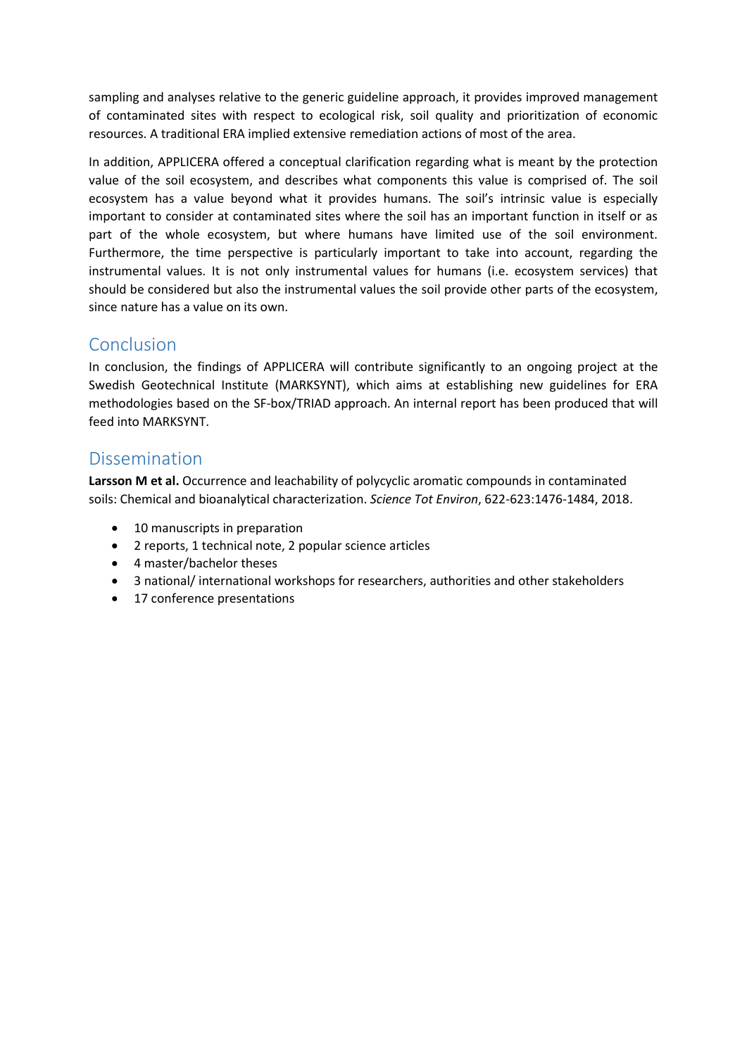sampling and analyses relative to the generic guideline approach, it provides improved management of contaminated sites with respect to ecological risk, soil quality and prioritization of economic resources. A traditional ERA implied extensive remediation actions of most of the area.

In addition, APPLICERA offered a conceptual clarification regarding what is meant by the protection value of the soil ecosystem, and describes what components this value is comprised of. The soil ecosystem has a value beyond what it provides humans. The soil's intrinsic value is especially important to consider at contaminated sites where the soil has an important function in itself or as part of the whole ecosystem, but where humans have limited use of the soil environment. Furthermore, the time perspective is particularly important to take into account, regarding the instrumental values. It is not only instrumental values for humans (i.e. ecosystem services) that should be considered but also the instrumental values the soil provide other parts of the ecosystem, since nature has a value on its own.

## Conclusion

In conclusion, the findings of APPLICERA will contribute significantly to an ongoing project at the Swedish Geotechnical Institute (MARKSYNT), which aims at establishing new guidelines for ERA methodologies based on the SF-box/TRIAD approach. An internal report has been produced that will feed into MARKSYNT.

## Dissemination

**Larsson M et al.** Occurrence and leachability of polycyclic aromatic compounds in contaminated soils: Chemical and bioanalytical characterization. *Science Tot Environ*, 622-623:1476-1484, 2018.

- 10 manuscripts in preparation
- 2 reports, 1 technical note, 2 popular science articles
- 4 master/bachelor theses
- 3 national/ international workshops for researchers, authorities and other stakeholders
- 17 conference presentations